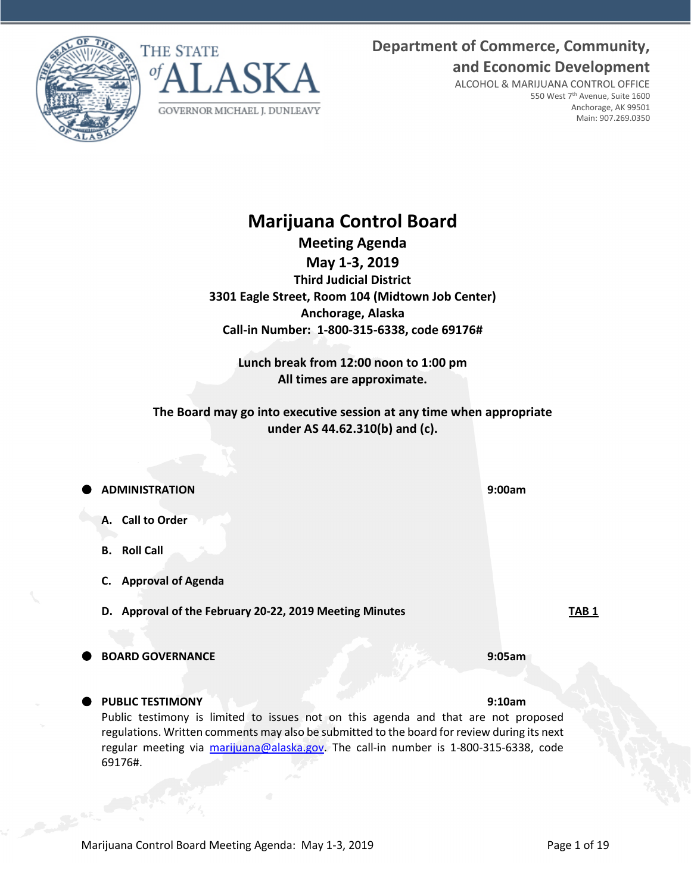**Department of Commerce, Community, and Economic Development**

ALCOHOL & MARIJUANA CONTROL OFFICE
550 West 7th Avenue, Suite 1600
Anchorage, AK 99501
Main: 907.269.0350

THE STATE of ALASKA
GOVERNOR MICHAEL J. DUNLEAVY

# Marijuana Control Board

## Meeting Agenda

## May 1-3, 2019

**Third Judicial District**
**3301 Eagle Street, Room 104 (Midtown Job Center)**
**Anchorage, Alaska**
**Call-in Number: 1-800-315-6338, code 69176#**

**Lunch break from 12:00 noon to 1:00 pm**
**All times are approximate.**

**The Board may go into executive session at any time when appropriate under AS 44.62.310(b) and (c).**

- **ADMINISTRATION** — **9:00am**
  - **A. Call to Order**
  - **B. Roll Call**
  - **C. Approval of Agenda**
  - **D. Approval of the February 20-22, 2019 Meeting Minutes** — **TAB 1**

- **BOARD GOVERNANCE** — **9:05am**

- **PUBLIC TESTIMONY** — **9:10am**

  Public testimony is limited to issues not on this agenda and that are not proposed regulations. Written comments may also be submitted to the board for review during its next regular meeting via marijuana@alaska.gov. The call-in number is 1-800-315-6338, code 69176#.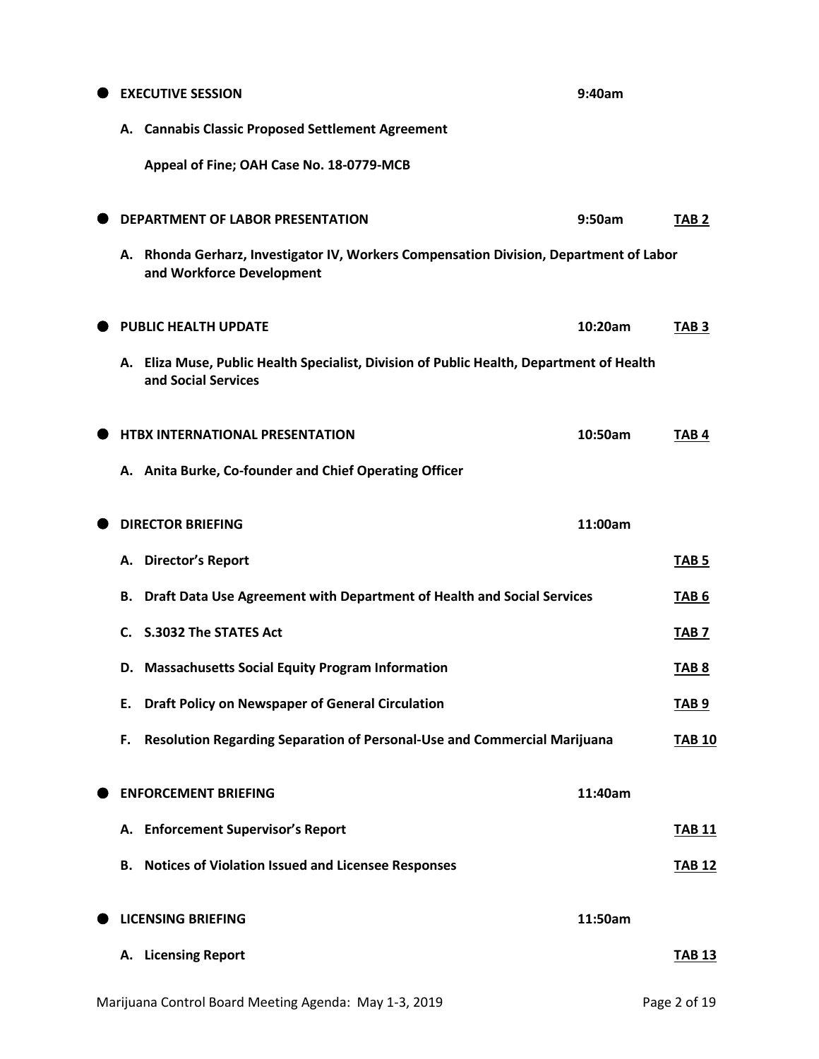- **EXECUTIVE SESSION** **9:40am**

  **A. Cannabis Classic Proposed Settlement Agreement**

  **Appeal of Fine; OAH Case No. 18-0779-MCB**

- **DEPARTMENT OF LABOR PRESENTATION** **9:50am** **TAB 2**

  **A. Rhonda Gerharz, Investigator IV, Workers Compensation Division, Department of Labor and Workforce Development**

- **PUBLIC HEALTH UPDATE** **10:20am** **TAB 3**

  **A. Eliza Muse, Public Health Specialist, Division of Public Health, Department of Health and Social Services**

- **HTBX INTERNATIONAL PRESENTATION** **10:50am** **TAB 4**

  **A. Anita Burke, Co-founder and Chief Operating Officer**

- **DIRECTOR BRIEFING** **11:00am**

  **A. Director's Report** **TAB 5**

  **B. Draft Data Use Agreement with Department of Health and Social Services** **TAB 6**

  **C. S.3032 The STATES Act** **TAB 7**

  **D. Massachusetts Social Equity Program Information** **TAB 8**

  **E. Draft Policy on Newspaper of General Circulation** **TAB 9**

  **F. Resolution Regarding Separation of Personal-Use and Commercial Marijuana** **TAB 10**

- **ENFORCEMENT BRIEFING** **11:40am**

  **A. Enforcement Supervisor's Report** **TAB 11**

  **B. Notices of Violation Issued and Licensee Responses** **TAB 12**

- **LICENSING BRIEFING** **11:50am**

  **A. Licensing Report** **TAB 13**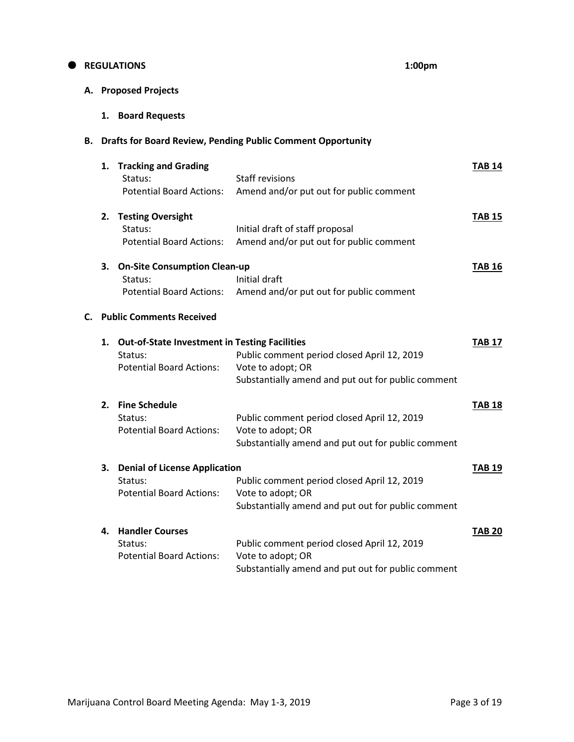## REGULATIONS 1:00pm

### A. Proposed Projects

1. **Board Requests**

### B. Drafts for Board Review, Pending Public Comment Opportunity

1. **Tracking and Grading** — **TAB 14**
   Status: Staff revisions
   Potential Board Actions: Amend and/or put out for public comment

2. **Testing Oversight** — **TAB 15**
   Status: Initial draft of staff proposal
   Potential Board Actions: Amend and/or put out for public comment

3. **On-Site Consumption Clean-up** — **TAB 16**
   Status: Initial draft
   Potential Board Actions: Amend and/or put out for public comment

### C. Public Comments Received

1. **Out-of-State Investment in Testing Facilities** — **TAB 17**
   Status: Public comment period closed April 12, 2019
   Potential Board Actions: Vote to adopt; OR
   Substantially amend and put out for public comment

2. **Fine Schedule** — **TAB 18**
   Status: Public comment period closed April 12, 2019
   Potential Board Actions: Vote to adopt; OR
   Substantially amend and put out for public comment

3. **Denial of License Application** — **TAB 19**
   Status: Public comment period closed April 12, 2019
   Potential Board Actions: Vote to adopt; OR
   Substantially amend and put out for public comment

4. **Handler Courses** — **TAB 20**
   Status: Public comment period closed April 12, 2019
   Potential Board Actions: Vote to adopt; OR
   Substantially amend and put out for public comment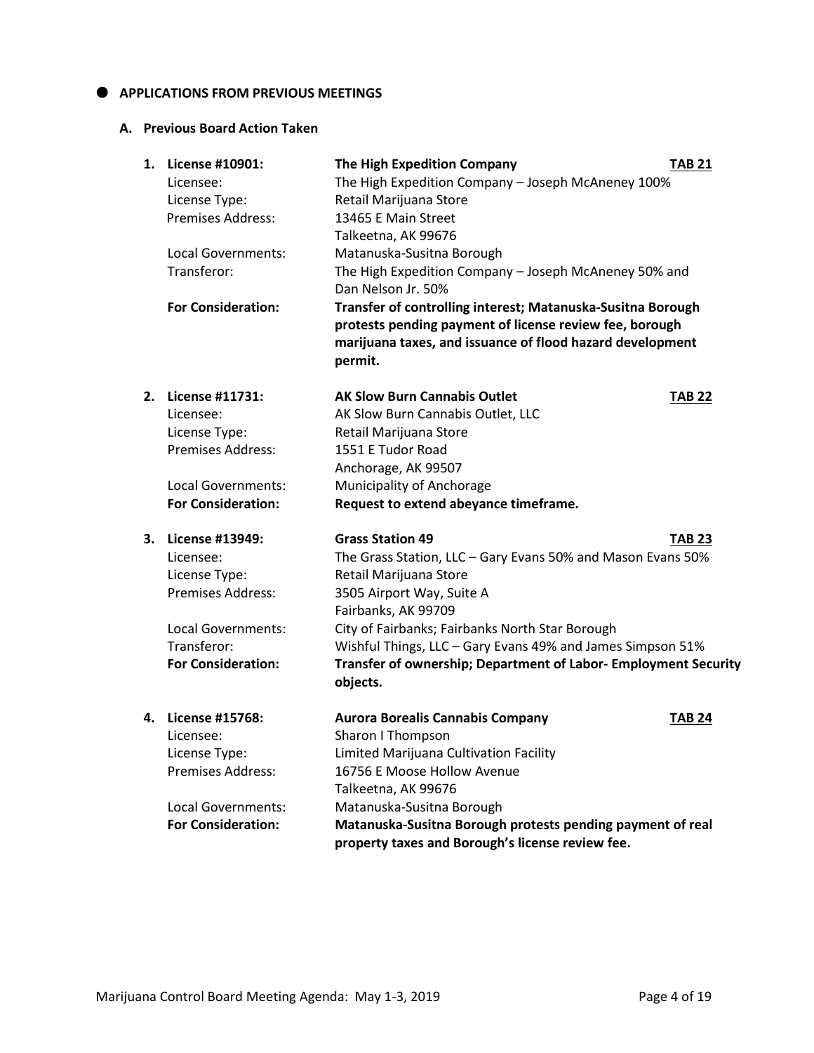- **APPLICATIONS FROM PREVIOUS MEETINGS**

### A. Previous Board Action Taken

1. **License #10901:** **The High Expedition Company** **TAB 21**
   Licensee: The High Expedition Company – Joseph McAneney 100%
   License Type: Retail Marijuana Store
   Premises Address: 13465 E Main Street
   Talkeetna, AK 99676
   Local Governments: Matanuska-Susitna Borough
   Transferor: The High Expedition Company – Joseph McAneney 50% and Dan Nelson Jr. 50%
   **For Consideration:** **Transfer of controlling interest; Matanuska-Susitna Borough protests pending payment of license review fee, borough marijuana taxes, and issuance of flood hazard development permit.**

2. **License #11731:** **AK Slow Burn Cannabis Outlet** **TAB 22**
   Licensee: AK Slow Burn Cannabis Outlet, LLC
   License Type: Retail Marijuana Store
   Premises Address: 1551 E Tudor Road
   Anchorage, AK 99507
   Local Governments: Municipality of Anchorage
   **For Consideration:** **Request to extend abeyance timeframe.**

3. **License #13949:** **Grass Station 49** **TAB 23**
   Licensee: The Grass Station, LLC – Gary Evans 50% and Mason Evans 50%
   License Type: Retail Marijuana Store
   Premises Address: 3505 Airport Way, Suite A
   Fairbanks, AK 99709
   Local Governments: City of Fairbanks; Fairbanks North Star Borough
   Transferor: Wishful Things, LLC – Gary Evans 49% and James Simpson 51%
   **For Consideration:** **Transfer of ownership; Department of Labor- Employment Security objects.**

4. **License #15768:** **Aurora Borealis Cannabis Company** **TAB 24**
   Licensee: Sharon I Thompson
   License Type: Limited Marijuana Cultivation Facility
   Premises Address: 16756 E Moose Hollow Avenue
   Talkeetna, AK 99676
   Local Governments: Matanuska-Susitna Borough
   **For Consideration:** **Matanuska-Susitna Borough protests pending payment of real property taxes and Borough's license review fee.**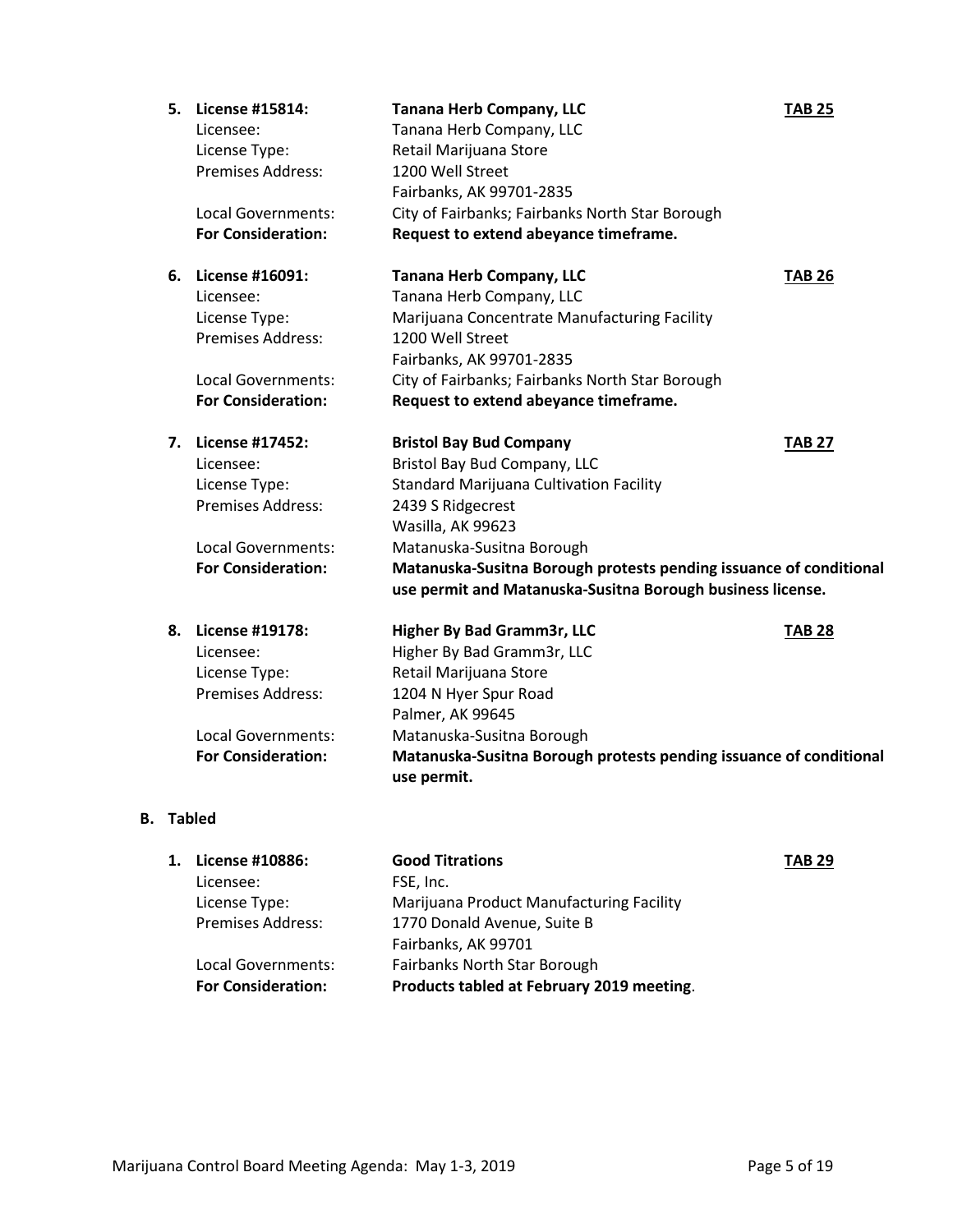5. **License #15814:** **Tana Herb Company, LLC** **TAB 25**
   Licensee: Tanana Herb Company, LLC
   License Type: Retail Marijuana Store
   Premises Address: 1200 Well Street
   Fairbanks, AK 99701-2835
   Local Governments: City of Fairbanks; Fairbanks North Star Borough
   **For Consideration:** **Request to extend abeyance timeframe.**

6. **License #16091:** **Tanana Herb Company, LLC** **TAB 26**
   Licensee: Tanana Herb Company, LLC
   License Type: Marijuana Concentrate Manufacturing Facility
   Premises Address: 1200 Well Street
   Fairbanks, AK 99701-2835
   Local Governments: City of Fairbanks; Fairbanks North Star Borough
   **For Consideration:** **Request to extend abeyance timeframe.**

7. **License #17452:** **Bristol Bay Bud Company** **TAB 27**
   Licensee: Bristol Bay Bud Company, LLC
   License Type: Standard Marijuana Cultivation Facility
   Premises Address: 2439 S Ridgecrest
   Wasilla, AK 99623
   Local Governments: Matanuska-Susitna Borough
   **For Consideration:** **Matanuska-Susitna Borough protests pending issuance of conditional use permit and Matanuska-Susitna Borough business license.**

8. **License #19178:** **Higher By Bad Gramm3r, LLC** **TAB 28**
   Licensee: Higher By Bad Gramm3r, LLC
   License Type: Retail Marijuana Store
   Premises Address: 1204 N Hyer Spur Road
   Palmer, AK 99645
   Local Governments: Matanuska-Susitna Borough
   **For Consideration:** **Matanuska-Susitna Borough protests pending issuance of conditional use permit.**

**B. Tabled**

1. **License #10886:** **Good Titrations** **TAB 29**
   Licensee: FSE, Inc.
   License Type: Marijuana Product Manufacturing Facility
   Premises Address: 1770 Donald Avenue, Suite B
   Fairbanks, AK 99701
   Local Governments: Fairbanks North Star Borough
   **For Consideration:** **Products tabled at February 2019 meeting**.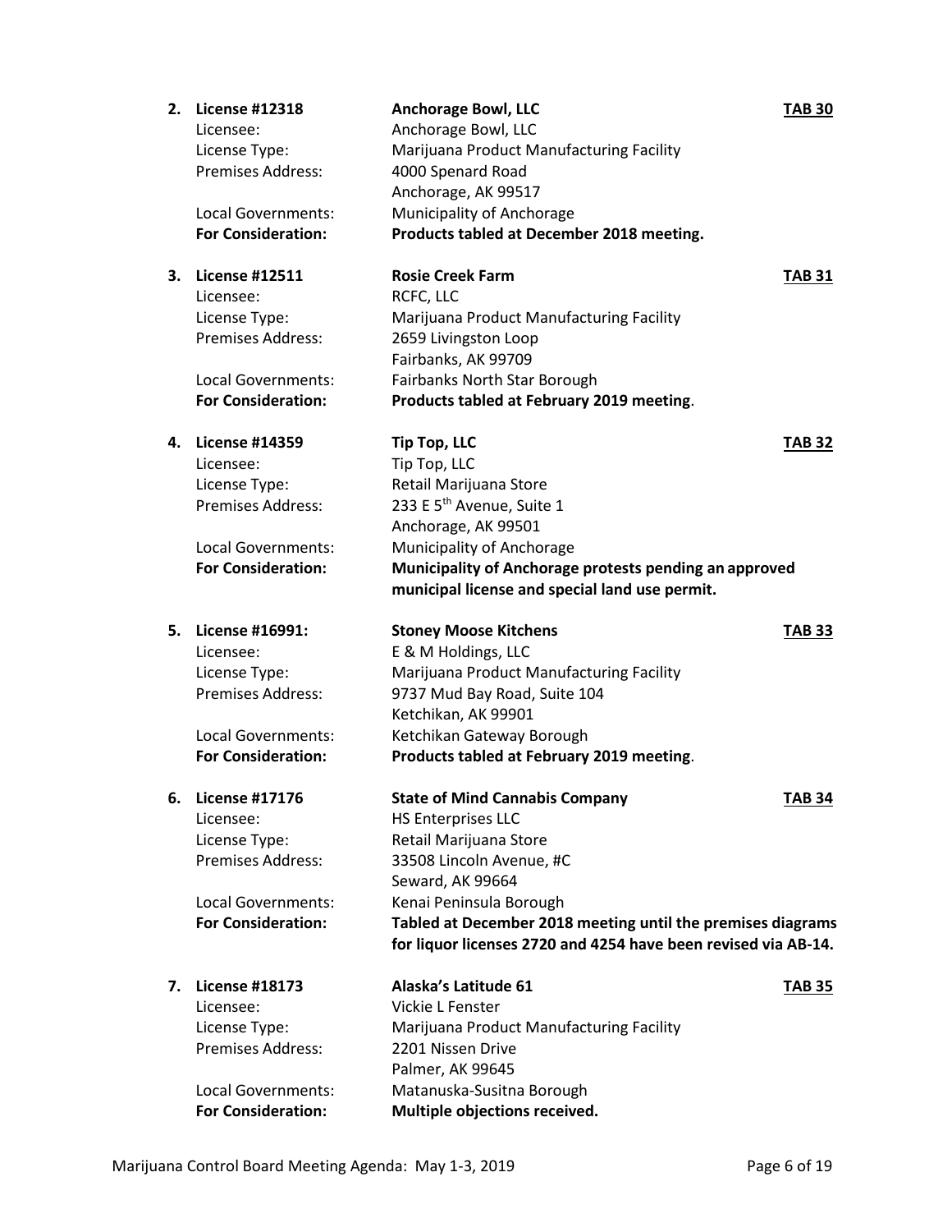2. **License #12318** — **Anchorage Bowl, LLC** — **TAB 30**

   Licensee: Anchorage Bowl, LLC
   License Type: Marijuana Product Manufacturing Facility
   Premises Address: 4000 Spenard Road
   Anchorage, AK 99517
   Local Governments: Municipality of Anchorage
   **For Consideration:** **Products tabled at December 2018 meeting.**

3. **License #12511** — **Rosie Creek Farm** — **TAB 31**

   Licensee: RCFC, LLC
   License Type: Marijuana Product Manufacturing Facility
   Premises Address: 2659 Livingston Loop
   Fairbanks, AK 99709
   Local Governments: Fairbanks North Star Borough
   **For Consideration:** **Products tabled at February 2019 meeting**.

4. **License #14359** — **Tip Top, LLC** — **TAB 32**

   Licensee: Tip Top, LLC
   License Type: Retail Marijuana Store
   Premises Address: 233 E 5th Avenue, Suite 1
   Anchorage, AK 99501
   Local Governments: Municipality of Anchorage
   **For Consideration:** **Municipality of Anchorage protests pending an approved municipal license and special land use permit.**

5. **License #16991:** — **Stoney Moose Kitchens** — **TAB 33**

   Licensee: E & M Holdings, LLC
   License Type: Marijuana Product Manufacturing Facility
   Premises Address: 9737 Mud Bay Road, Suite 104
   Ketchikan, AK 99901
   Local Governments: Ketchikan Gateway Borough
   **For Consideration:** **Products tabled at February 2019 meeting**.

6. **License #17176** — **State of Mind Cannabis Company** — **TAB 34**

   Licensee: HS Enterprises LLC
   License Type: Retail Marijuana Store
   Premises Address: 33508 Lincoln Avenue, #C
   Seward, AK 99664
   Local Governments: Kenai Peninsula Borough
   **For Consideration:** **Tabled at December 2018 meeting until the premises diagrams for liquor licenses 2720 and 4254 have been revised via AB-14.**

7. **License #18173** — **Alaska's Latitude 61** — **TAB 35**

   Licensee: Vickie L Fenster
   License Type: Marijuana Product Manufacturing Facility
   Premises Address: 2201 Nissen Drive
   Palmer, AK 99645
   Local Governments: Matanuska-Susitna Borough
   **For Consideration:** **Multiple objections received.**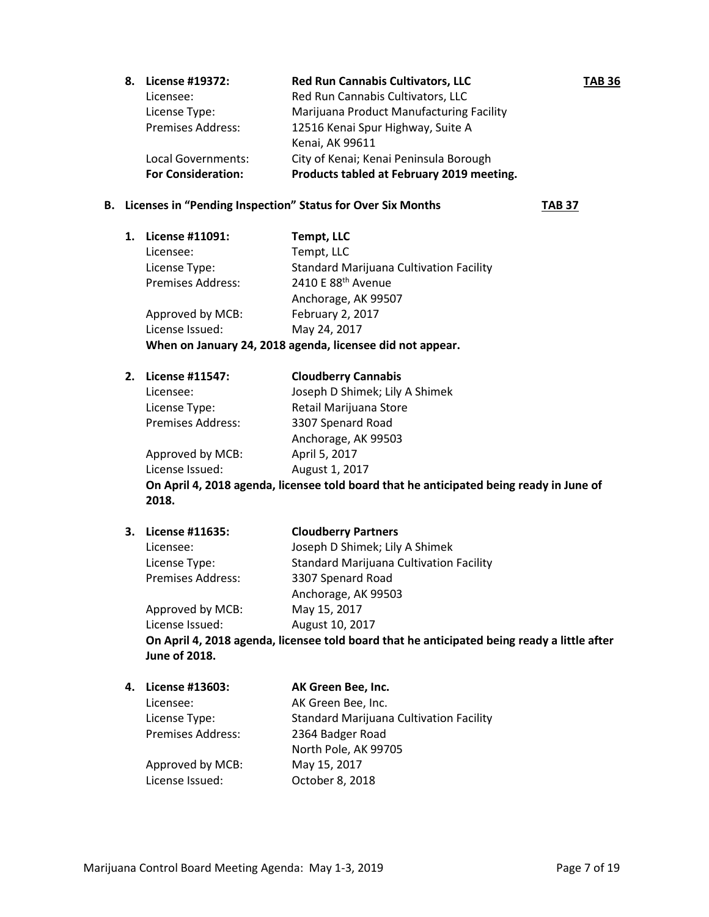8. **License #19372: Red Run Cannabis Cultivators, LLC** **TAB 36**
   Licensee: Red Run Cannabis Cultivators, LLC
   License Type: Marijuana Product Manufacturing Facility
   Premises Address: 12516 Kenai Spur Highway, Suite A
   Kenai, AK 99611
   Local Governments: City of Kenai; Kenai Peninsula Borough
   **For Consideration: Products tabled at February 2019 meeting.**

**B. Licenses in "Pending Inspection" Status for Over Six Months** **TAB 37**

1. **License #11091: Tempt, LLC**
   Licensee: Tempt, LLC
   License Type: Standard Marijuana Cultivation Facility
   Premises Address: 2410 E 88th Avenue
   Anchorage, AK 99507
   Approved by MCB: February 2, 2017
   License Issued: May 24, 2017
   **When on January 24, 2018 agenda, licensee did not appear.**

2. **License #11547: Cloudberry Cannabis**
   Licensee: Joseph D Shimek; Lily A Shimek
   License Type: Retail Marijuana Store
   Premises Address: 3307 Spenard Road
   Anchorage, AK 99503
   Approved by MCB: April 5, 2017
   License Issued: August 1, 2017
   **On April 4, 2018 agenda, licensee told board that he anticipated being ready in June of 2018.**

3. **License #11635: Cloudberry Partners**
   Licensee: Joseph D Shimek; Lily A Shimek
   License Type: Standard Marijuana Cultivation Facility
   Premises Address: 3307 Spenard Road
   Anchorage, AK 99503
   Approved by MCB: May 15, 2017
   License Issued: August 10, 2017
   **On April 4, 2018 agenda, licensee told board that he anticipated being ready a little after June of 2018.**

4. **License #13603: AK Green Bee, Inc.**
   Licensee: AK Green Bee, Inc.
   License Type: Standard Marijuana Cultivation Facility
   Premises Address: 2364 Badger Road
   North Pole, AK 99705
   Approved by MCB: May 15, 2017
   License Issued: October 8, 2018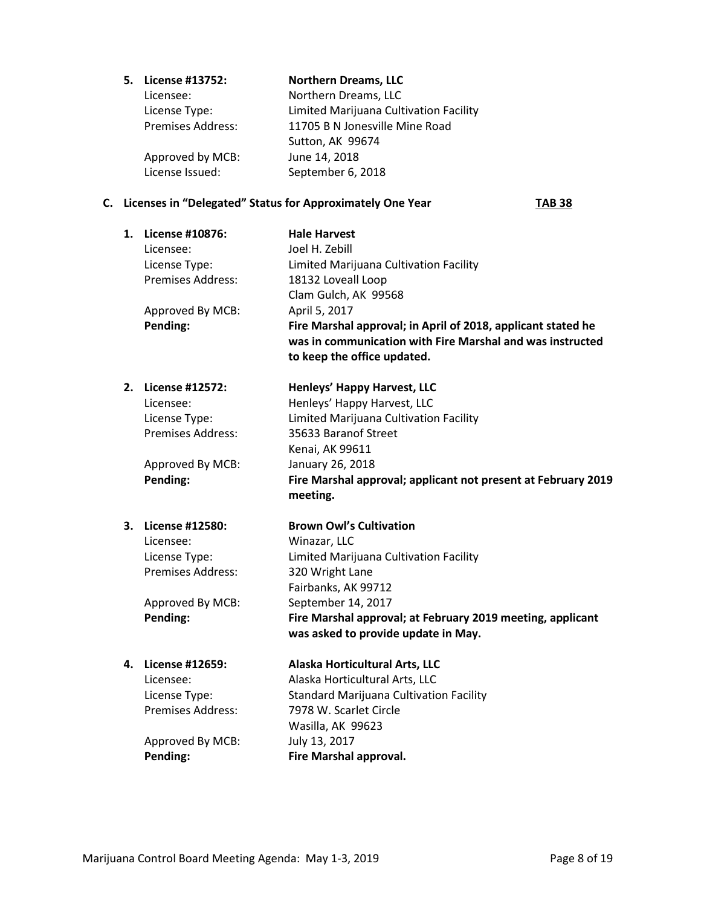5. **License #13752:** **Northern Dreams, LLC**
   Licensee: Northern Dreams, LLC
   License Type: Limited Marijuana Cultivation Facility
   Premises Address: 11705 B N Jonesville Mine Road
   Sutton, AK 99674
   Approved by MCB: June 14, 2018
   License Issued: September 6, 2018

**C. Licenses in "Delegated" Status for Approximately One Year** **TAB 38**

1. **License #10876:** **Hale Harvest**
   Licensee: Joel H. Zebill
   License Type: Limited Marijuana Cultivation Facility
   Premises Address: 18132 Loveall Loop
   Clam Gulch, AK 99568
   Approved By MCB: April 5, 2017
   **Pending:** **Fire Marshal approval; in April of 2018, applicant stated he was in communication with Fire Marshal and was instructed to keep the office updated.**

2. **License #12572:** **Henleys' Happy Harvest, LLC**
   Licensee: Henleys' Happy Harvest, LLC
   License Type: Limited Marijuana Cultivation Facility
   Premises Address: 35633 Baranof Street
   Kenai, AK 99611
   Approved By MCB: January 26, 2018
   **Pending:** **Fire Marshal approval; applicant not present at February 2019 meeting.**

3. **License #12580:** **Brown Owl's Cultivation**
   Licensee: Winazar, LLC
   License Type: Limited Marijuana Cultivation Facility
   Premises Address: 320 Wright Lane
   Fairbanks, AK 99712
   Approved By MCB: September 14, 2017
   **Pending:** **Fire Marshal approval; at February 2019 meeting, applicant was asked to provide update in May.**

4. **License #12659:** **Alaska Horticultural Arts, LLC**
   Licensee: Alaska Horticultural Arts, LLC
   License Type: Standard Marijuana Cultivation Facility
   Premises Address: 7978 W. Scarlet Circle
   Wasilla, AK 99623
   Approved By MCB: July 13, 2017
   **Pending:** **Fire Marshal approval.**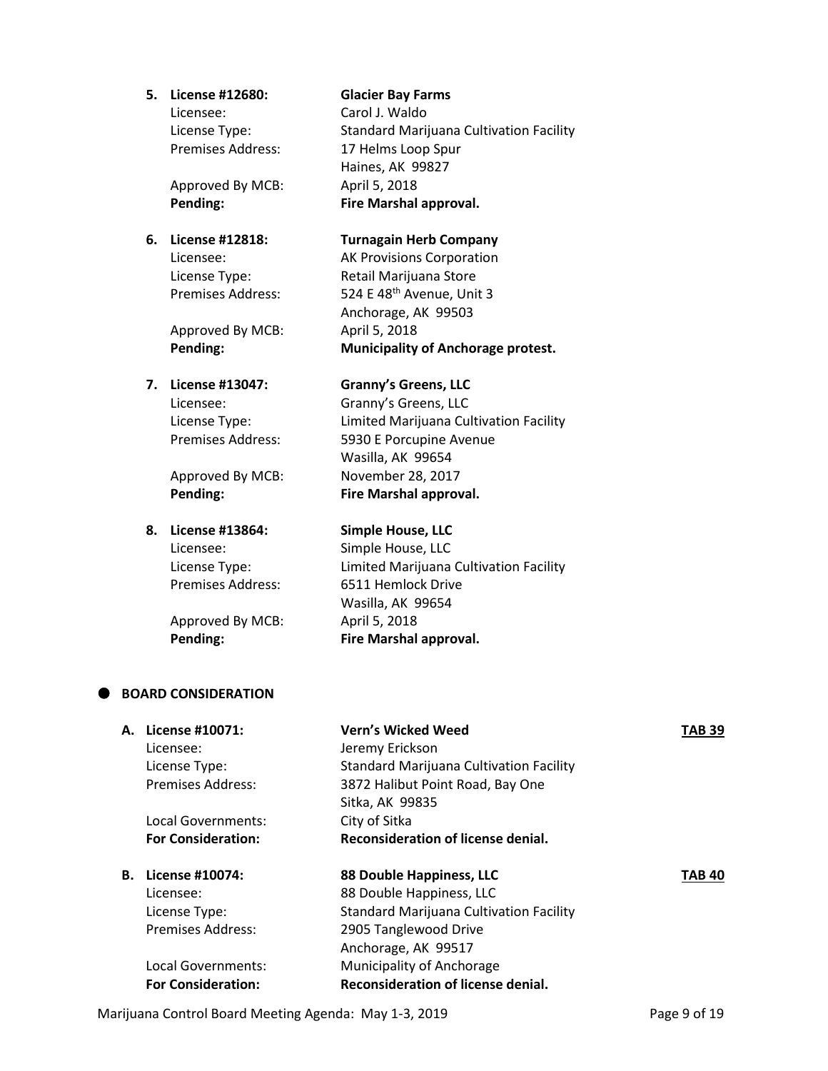5. **License #12680:** **Glacier Bay Farms**
   Licensee: Carol J. Waldo
   License Type: Standard Marijuana Cultivation Facility
   Premises Address: 17 Helms Loop Spur
   Haines, AK 99827
   Approved By MCB: April 5, 2018
   **Pending:** **Fire Marshal approval.**

6. **License #12818:** **Turnagain Herb Company**
   Licensee: AK Provisions Corporation
   License Type: Retail Marijuana Store
   Premises Address: 524 E 48th Avenue, Unit 3
   Anchorage, AK 99503
   Approved By MCB: April 5, 2018
   **Pending:** **Municipality of Anchorage protest.**

7. **License #13047:** **Granny's Greens, LLC**
   Licensee: Granny's Greens, LLC
   License Type: Limited Marijuana Cultivation Facility
   Premises Address: 5930 E Porcupine Avenue
   Wasilla, AK 99654
   Approved By MCB: November 28, 2017
   **Pending:** **Fire Marshal approval.**

8. **License #13864:** **Simple House, LLC**
   Licensee: Simple House, LLC
   License Type: Limited Marijuana Cultivation Facility
   Premises Address: 6511 Hemlock Drive
   Wasilla, AK 99654
   Approved By MCB: April 5, 2018
   **Pending:** **Fire Marshal approval.**

- **BOARD CONSIDERATION**

A. **License #10071:** **Vern's Wicked Weed** **TAB 39**
   Licensee: Jeremy Erickson
   License Type: Standard Marijuana Cultivation Facility
   Premises Address: 3872 Halibut Point Road, Bay One
   Sitka, AK 99835
   Local Governments: City of Sitka
   **For Consideration:** **Reconsideration of license denial.**

B. **License #10074:** **88 Double Happiness, LLC** **TAB 40**
   Licensee: 88 Double Happiness, LLC
   License Type: Standard Marijuana Cultivation Facility
   Premises Address: 2905 Tanglewood Drive
   Anchorage, AK 99517
   Local Governments: Municipality of Anchorage
   **For Consideration:** **Reconsideration of license denial.**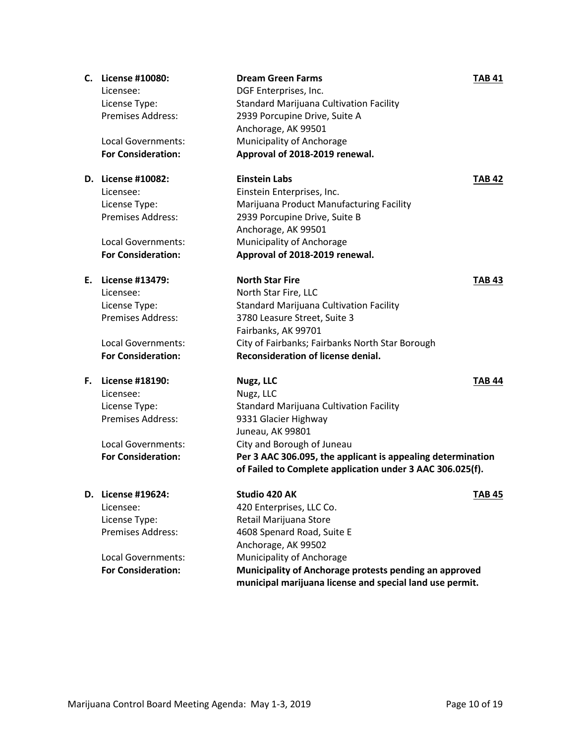**C. License #10080:** **Dream Green Farms** **TAB 41**

Licensee: DGF Enterprises, Inc.
License Type: Standard Marijuana Cultivation Facility
Premises Address: 2939 Porcupine Drive, Suite A
Anchorage, AK 99501
Local Governments: Municipality of Anchorage
**For Consideration:** **Approval of 2018-2019 renewal.**

**D. License #10082:** **Einstein Labs** **TAB 42**

Licensee: Einstein Enterprises, Inc.
License Type: Marijuana Product Manufacturing Facility
Premises Address: 2939 Porcupine Drive, Suite B
Anchorage, AK 99501
Local Governments: Municipality of Anchorage
**For Consideration:** **Approval of 2018-2019 renewal.**

**E. License #13479:** **North Star Fire** **TAB 43**

Licensee: North Star Fire, LLC
License Type: Standard Marijuana Cultivation Facility
Premises Address: 3780 Leasure Street, Suite 3
Fairbanks, AK 99701
Local Governments: City of Fairbanks; Fairbanks North Star Borough
**For Consideration:** **Reconsideration of license denial.**

**F. License #18190:** **Nugz, LLC** **TAB 44**

Licensee: Nugz, LLC
License Type: Standard Marijuana Cultivation Facility
Premises Address: 9331 Glacier Highway
Juneau, AK 99801
Local Governments: City and Borough of Juneau
**For Consideration:** **Per 3 AAC 306.095, the applicant is appealing determination of Failed to Complete application under 3 AAC 306.025(f).**

**D. License #19624:** **Studio 420 AK** **TAB 45**

Licensee: 420 Enterprises, LLC Co.
License Type: Retail Marijuana Store
Premises Address: 4608 Spenard Road, Suite E
Anchorage, AK 99502
Local Governments: Municipality of Anchorage
**For Consideration:** **Municipality of Anchorage protests pending an approved municipal marijuana license and special land use permit.**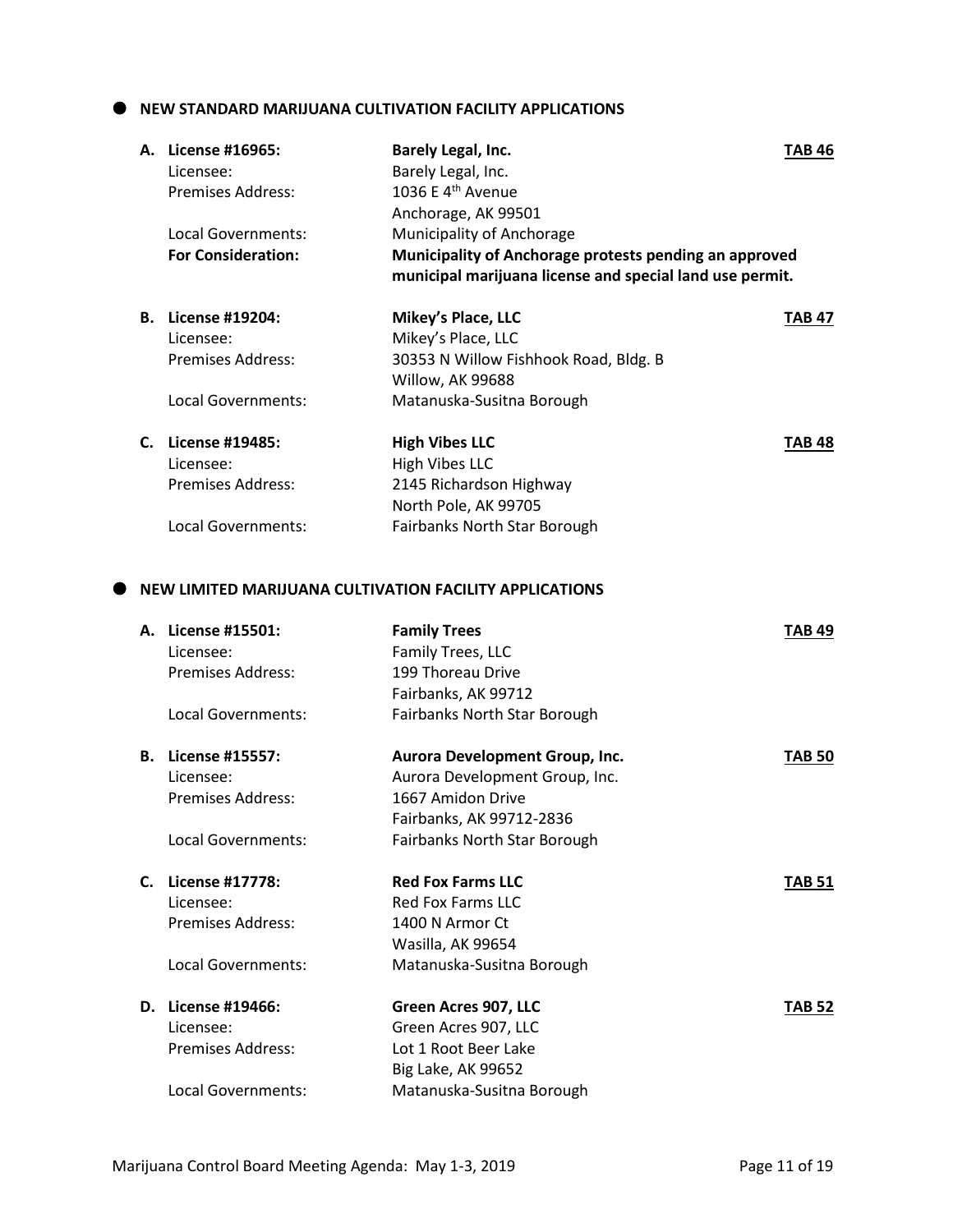- **NEW STANDARD MARIJUANA CULTIVATION FACILITY APPLICATIONS**

**A. License #16965:** **Barely Legal, Inc.** **TAB 46**
Licensee: Barely Legal, Inc.
Premises Address: 1036 E 4th Avenue
Anchorage, AK 99501
Local Governments: Municipality of Anchorage
**For Consideration:** **Municipality of Anchorage protests pending an approved municipal marijuana license and special land use permit.**

**B. License #19204:** **Mikey's Place, LLC** **TAB 47**
Licensee: Mikey's Place, LLC
Premises Address: 30353 N Willow Fishhook Road, Bldg. B
Willow, AK 99688
Local Governments: Matanuska-Susitna Borough

**C. License #19485:** **High Vibes LLC** **TAB 48**
Licensee: High Vibes LLC
Premises Address: 2145 Richardson Highway
North Pole, AK 99705
Local Governments: Fairbanks North Star Borough

- **NEW LIMITED MARIJUANA CULTIVATION FACILITY APPLICATIONS**

**A. License #15501:** **Family Trees** **TAB 49**
Licensee: Family Trees, LLC
Premises Address: 199 Thoreau Drive
Fairbanks, AK 99712
Local Governments: Fairbanks North Star Borough

**B. License #15557:** **Aurora Development Group, Inc.** **TAB 50**
Licensee: Aurora Development Group, Inc.
Premises Address: 1667 Amidon Drive
Fairbanks, AK 99712-2836
Local Governments: Fairbanks North Star Borough

**C. License #17778:** **Red Fox Farms LLC** **TAB 51**
Licensee: Red Fox Farms LLC
Premises Address: 1400 N Armor Ct
Wasilla, AK 99654
Local Governments: Matanuska-Susitna Borough

**D. License #19466:** **Green Acres 907, LLC** **TAB 52**
Licensee: Green Acres 907, LLC
Premises Address: Lot 1 Root Beer Lake
Big Lake, AK 99652
Local Governments: Matanuska-Susitna Borough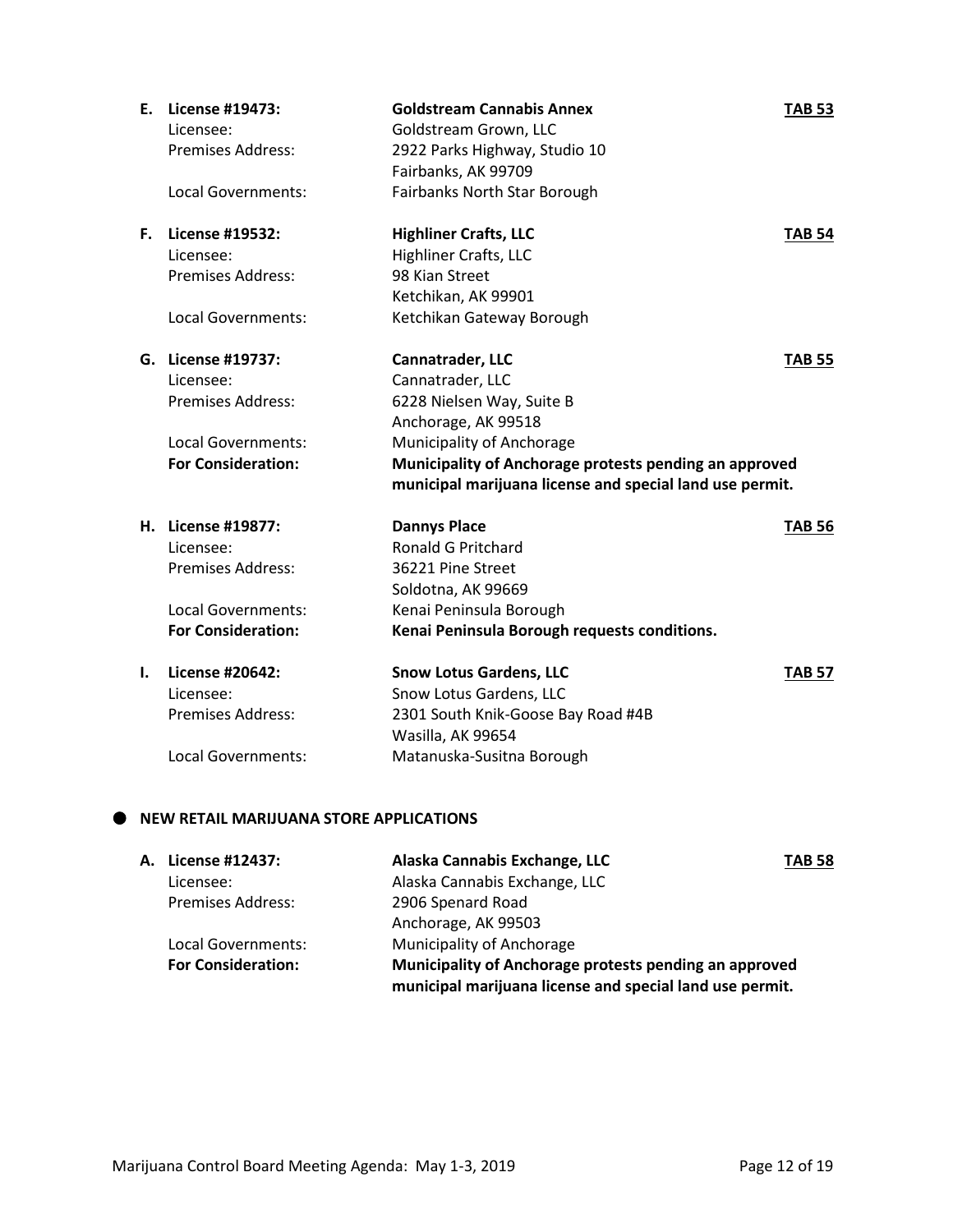**E. License #19473:** **Goldstream Cannabis Annex** **TAB 53**
Licensee: Goldstream Grown, LLC
Premises Address: 2922 Parks Highway, Studio 10
Fairbanks, AK 99709
Local Governments: Fairbanks North Star Borough

**F. License #19532:** **Highliner Crafts, LLC** **TAB 54**
Licensee: Highliner Crafts, LLC
Premises Address: 98 Kian Street
Ketchikan, AK 99901
Local Governments: Ketchikan Gateway Borough

**G. License #19737:** **Cannatrader, LLC** **TAB 55**
Licensee: Cannatrader, LLC
Premises Address: 6228 Nielsen Way, Suite B
Anchorage, AK 99518
Local Governments: Municipality of Anchorage
**For Consideration:** **Municipality of Anchorage protests pending an approved municipal marijuana license and special land use permit.**

**H. License #19877:** **Dannys Place** **TAB 56**
Licensee: Ronald G Pritchard
Premises Address: 36221 Pine Street
Soldotna, AK 99669
Local Governments: Kenai Peninsula Borough
**For Consideration:** **Kenai Peninsula Borough requests conditions.**

**I. License #20642:** **Snow Lotus Gardens, LLC** **TAB 57**
Licensee: Snow Lotus Gardens, LLC
Premises Address: 2301 South Knik-Goose Bay Road #4B
Wasilla, AK 99654
Local Governments: Matanuska-Susitna Borough

- **NEW RETAIL MARIJUANA STORE APPLICATIONS**

**A. License #12437:** **Alaska Cannabis Exchange, LLC** **TAB 58**
Licensee: Alaska Cannabis Exchange, LLC
Premises Address: 2906 Spenard Road
Anchorage, AK 99503
Local Governments: Municipality of Anchorage
**For Consideration:** **Municipality of Anchorage protests pending an approved municipal marijuana license and special land use permit.**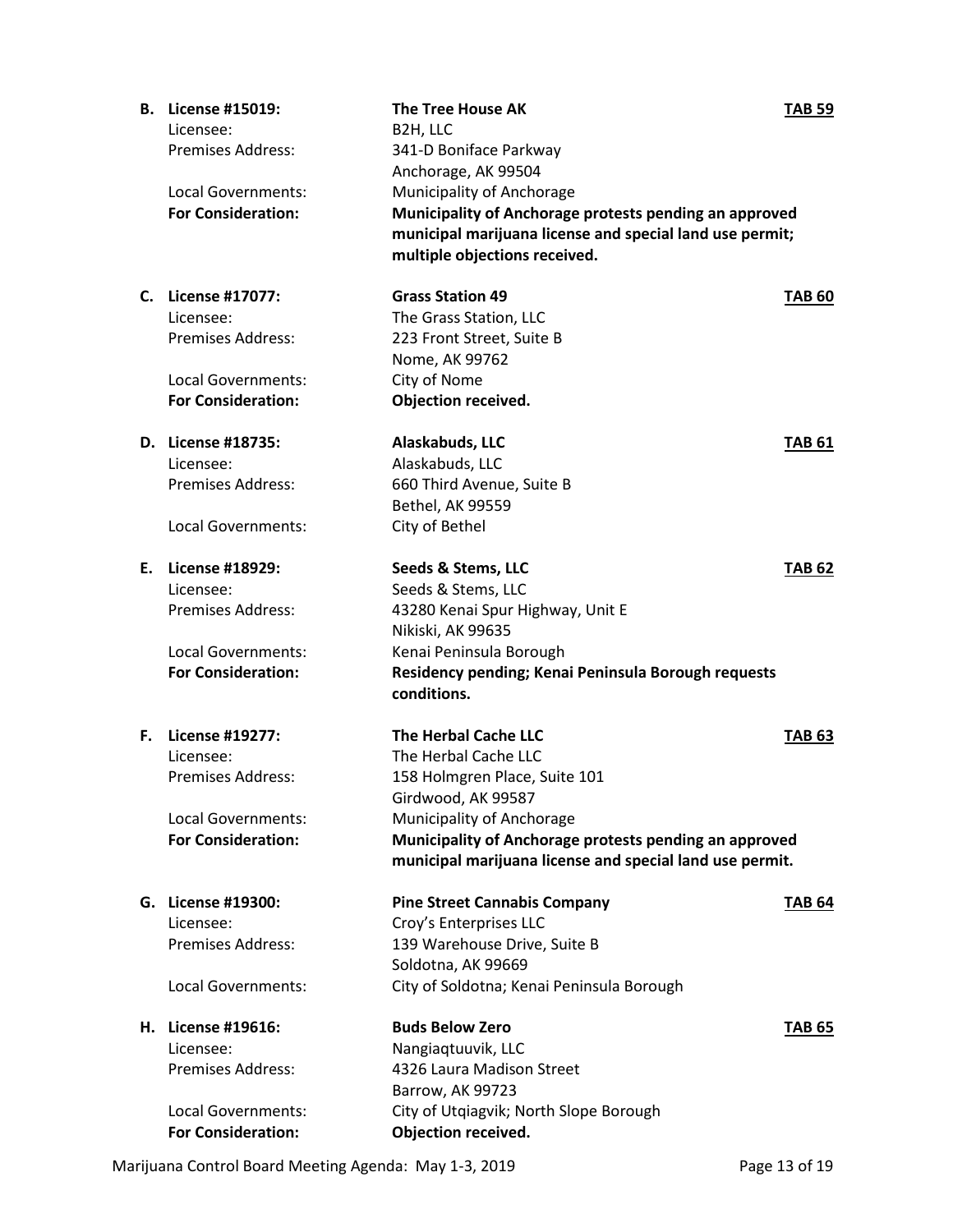**B. License #15019:** **The Tree House AK** **TAB 59**
Licensee: B2H, LLC
Premises Address: 341-D Boniface Parkway
Anchorage, AK 99504
Local Governments: Municipality of Anchorage
**For Consideration:** **Municipality of Anchorage protests pending an approved municipal marijuana license and special land use permit; multiple objections received.**

**C. License #17077:** **Grass Station 49** **TAB 60**
Licensee: The Grass Station, LLC
Premises Address: 223 Front Street, Suite B
Nome, AK 99762
Local Governments: City of Nome
**For Consideration:** **Objection received.**

**D. License #18735:** **Alaskabuds, LLC** **TAB 61**
Licensee: Alaskabuds, LLC
Premises Address: 660 Third Avenue, Suite B
Bethel, AK 99559
Local Governments: City of Bethel

**E. License #18929:** **Seeds & Stems, LLC** **TAB 62**
Licensee: Seeds & Stems, LLC
Premises Address: 43280 Kenai Spur Highway, Unit E
Nikiski, AK 99635
Local Governments: Kenai Peninsula Borough
**For Consideration:** **Residency pending; Kenai Peninsula Borough requests conditions.**

**F. License #19277:** **The Herbal Cache LLC** **TAB 63**
Licensee: The Herbal Cache LLC
Premises Address: 158 Holmgren Place, Suite 101
Girdwood, AK 99587
Local Governments: Municipality of Anchorage
**For Consideration:** **Municipality of Anchorage protests pending an approved municipal marijuana license and special land use permit.**

**G. License #19300:** **Pine Street Cannabis Company** **TAB 64**
Licensee: Croy's Enterprises LLC
Premises Address: 139 Warehouse Drive, Suite B
Soldotna, AK 99669
Local Governments: City of Soldotna; Kenai Peninsula Borough

**H. License #19616:** **Buds Below Zero** **TAB 65**
Licensee: Nangiaqtuuvik, LLC
Premises Address: 4326 Laura Madison Street
Barrow, AK 99723
Local Governments: City of Utqiagvik; North Slope Borough
**For Consideration:** **Objection received.**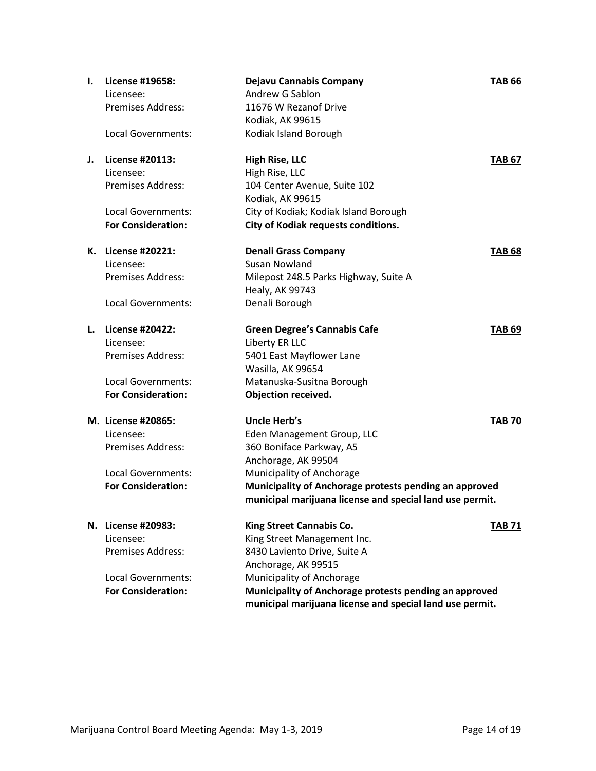**I. License #19658:** **Dejavu Cannabis Company** **TAB 66**
Licensee: Andrew G Sablon
Premises Address: 11676 W Rezanof Drive
Kodiak, AK 99615
Local Governments: Kodiak Island Borough

**J. License #20113:** **High Rise, LLC** **TAB 67**
Licensee: High Rise, LLC
Premises Address: 104 Center Avenue, Suite 102
Kodiak, AK 99615
Local Governments: City of Kodiak; Kodiak Island Borough
**For Consideration:** **City of Kodiak requests conditions.**

**K. License #20221:** **Denali Grass Company** **TAB 68**
Licensee: Susan Nowland
Premises Address: Milepost 248.5 Parks Highway, Suite A
Healy, AK 99743
Local Governments: Denali Borough

**L. License #20422:** **Green Degree's Cannabis Cafe** **TAB 69**
Licensee: Liberty ER LLC
Premises Address: 5401 East Mayflower Lane
Wasilla, AK 99654
Local Governments: Matanuska-Susitna Borough
**For Consideration:** **Objection received.**

**M. License #20865:** **Uncle Herb's** **TAB 70**
Licensee: Eden Management Group, LLC
Premises Address: 360 Boniface Parkway, A5
Anchorage, AK 99504
Local Governments: Municipality of Anchorage
**For Consideration:** **Municipality of Anchorage protests pending an approved municipal marijuana license and special land use permit.**

**N. License #20983:** **King Street Cannabis Co.** **TAB 71**
Licensee: King Street Management Inc.
Premises Address: 8430 Laviento Drive, Suite A
Anchorage, AK 99515
Local Governments: Municipality of Anchorage
**For Consideration:** **Municipality of Anchorage protests pending an approved municipal marijuana license and special land use permit.**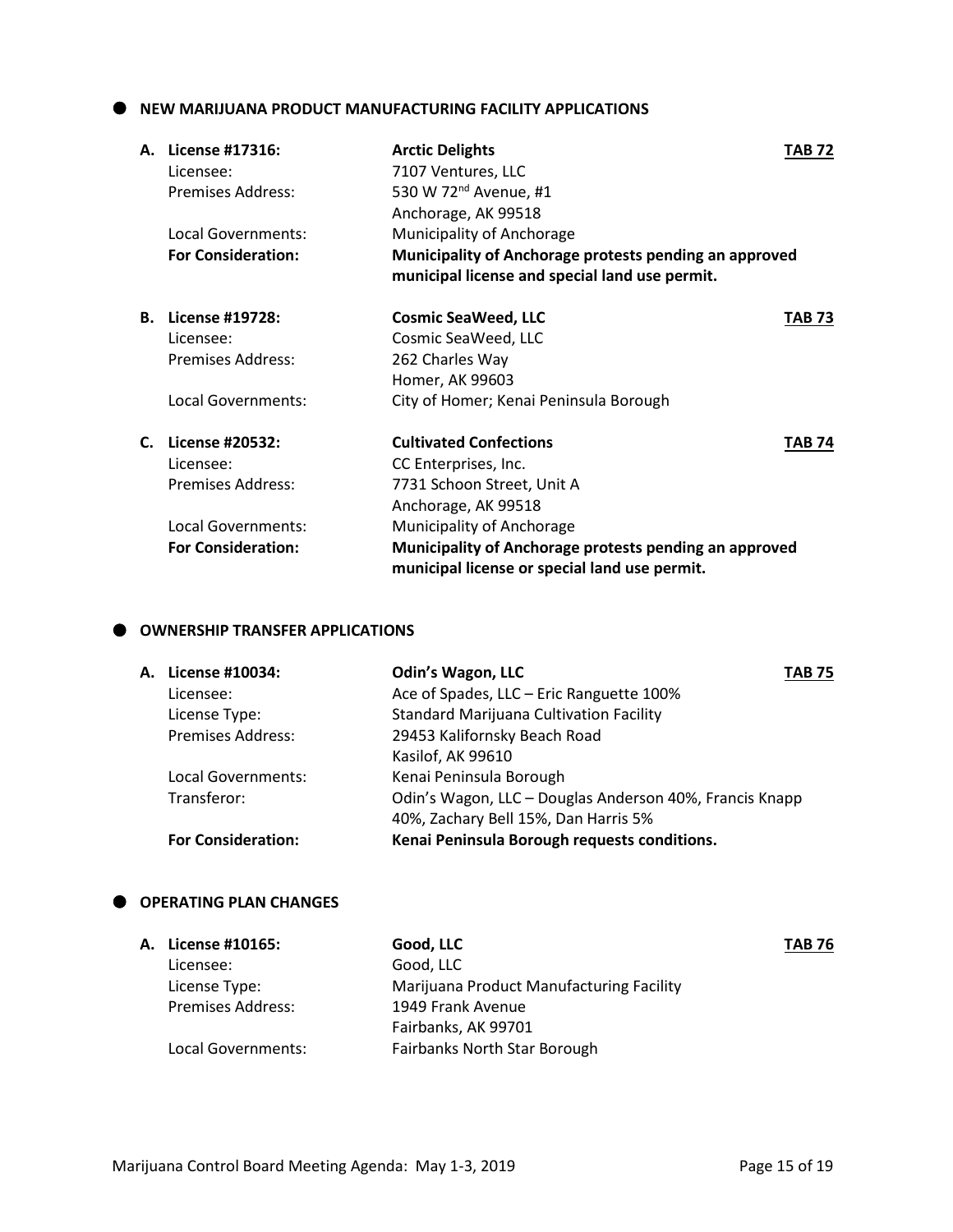## NEW MARIJUANA PRODUCT MANUFACTURING FACILITY APPLICATIONS

**A. License #17316:** **Arctic Delights** **TAB 72**
Licensee: 7107 Ventures, LLC
Premises Address: 530 W 72nd Avenue, #1
Anchorage, AK 99518
Local Governments: Municipality of Anchorage
**For Consideration:** **Municipality of Anchorage protests pending an approved municipal license and special land use permit.**

**B. License #19728:** **Cosmic SeaWeed, LLC** **TAB 73**
Licensee: Cosmic SeaWeed, LLC
Premises Address: 262 Charles Way
Homer, AK 99603
Local Governments: City of Homer; Kenai Peninsula Borough

**C. License #20532:** **Cultivated Confections** **TAB 74**
Licensee: CC Enterprises, Inc.
Premises Address: 7731 Schoon Street, Unit A
Anchorage, AK 99518
Local Governments: Municipality of Anchorage
**For Consideration:** **Municipality of Anchorage protests pending an approved municipal license or special land use permit.**

## OWNERSHIP TRANSFER APPLICATIONS

**A. License #10034:** **Odin's Wagon, LLC** **TAB 75**
Licensee: Ace of Spades, LLC – Eric Ranguette 100%
License Type: Standard Marijuana Cultivation Facility
Premises Address: 29453 Kalifornsky Beach Road
Kasilof, AK 99610
Local Governments: Kenai Peninsula Borough
Transferor: Odin's Wagon, LLC – Douglas Anderson 40%, Francis Knapp 40%, Zachary Bell 15%, Dan Harris 5%
**For Consideration:** **Kenai Peninsula Borough requests conditions.**

## OPERATING PLAN CHANGES

**A. License #10165:** **Good, LLC** **TAB 76**
Licensee: Good, LLC
License Type: Marijuana Product Manufacturing Facility
Premises Address: 1949 Frank Avenue
Fairbanks, AK 99701
Local Governments: Fairbanks North Star Borough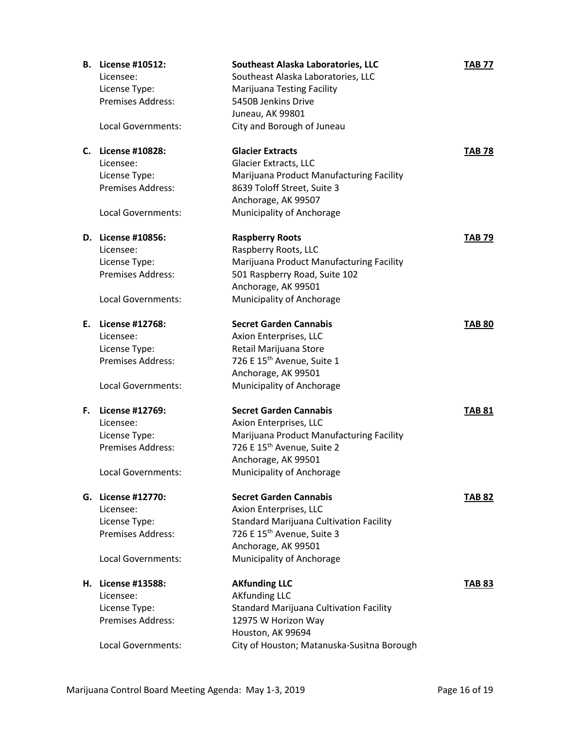**B. License #10512:** **Southeast Alaska Laboratories, LLC** **TAB 77**

| | | |
|---|---|---|
| Licensee: | Southeast Alaska Laboratories, LLC | |
| License Type: | Marijuana Testing Facility | |
| Premises Address: | 5450B Jenkins Drive<br>Juneau, AK 99801 | |
| Local Governments: | City and Borough of Juneau | |

**C. License #10828:** **Glacier Extracts** **TAB 78**

| | | |
|---|---|---|
| Licensee: | Glacier Extracts, LLC | |
| License Type: | Marijuana Product Manufacturing Facility | |
| Premises Address: | 8639 Toloff Street, Suite 3<br>Anchorage, AK 99507 | |
| Local Governments: | Municipality of Anchorage | |

**D. License #10856:** **Raspberry Roots** **TAB 79**

| | | |
|---|---|---|
| Licensee: | Raspberry Roots, LLC | |
| License Type: | Marijuana Product Manufacturing Facility | |
| Premises Address: | 501 Raspberry Road, Suite 102<br>Anchorage, AK 99501 | |
| Local Governments: | Municipality of Anchorage | |

**E. License #12768:** **Secret Garden Cannabis** **TAB 80**

| | | |
|---|---|---|
| Licensee: | Axion Enterprises, LLC | |
| License Type: | Retail Marijuana Store | |
| Premises Address: | 726 E 15th Avenue, Suite 1<br>Anchorage, AK 99501 | |
| Local Governments: | Municipality of Anchorage | |

**F. License #12769:** **Secret Garden Cannabis** **TAB 81**

| | | |
|---|---|---|
| Licensee: | Axion Enterprises, LLC | |
| License Type: | Marijuana Product Manufacturing Facility | |
| Premises Address: | 726 E 15th Avenue, Suite 2<br>Anchorage, AK 99501 | |
| Local Governments: | Municipality of Anchorage | |

**G. License #12770:** **Secret Garden Cannabis** **TAB 82**

| | | |
|---|---|---|
| Licensee: | Axion Enterprises, LLC | |
| License Type: | Standard Marijuana Cultivation Facility | |
| Premises Address: | 726 E 15th Avenue, Suite 3<br>Anchorage, AK 99501 | |
| Local Governments: | Municipality of Anchorage | |

**H. License #13588:** **AKfunding LLC** **TAB 83**

| | | |
|---|---|---|
| Licensee: | AKfunding LLC | |
| License Type: | Standard Marijuana Cultivation Facility | |
| Premises Address: | 12975 W Horizon Way<br>Houston, AK 99694 | |
| Local Governments: | City of Houston; Matanuska-Susitna Borough | |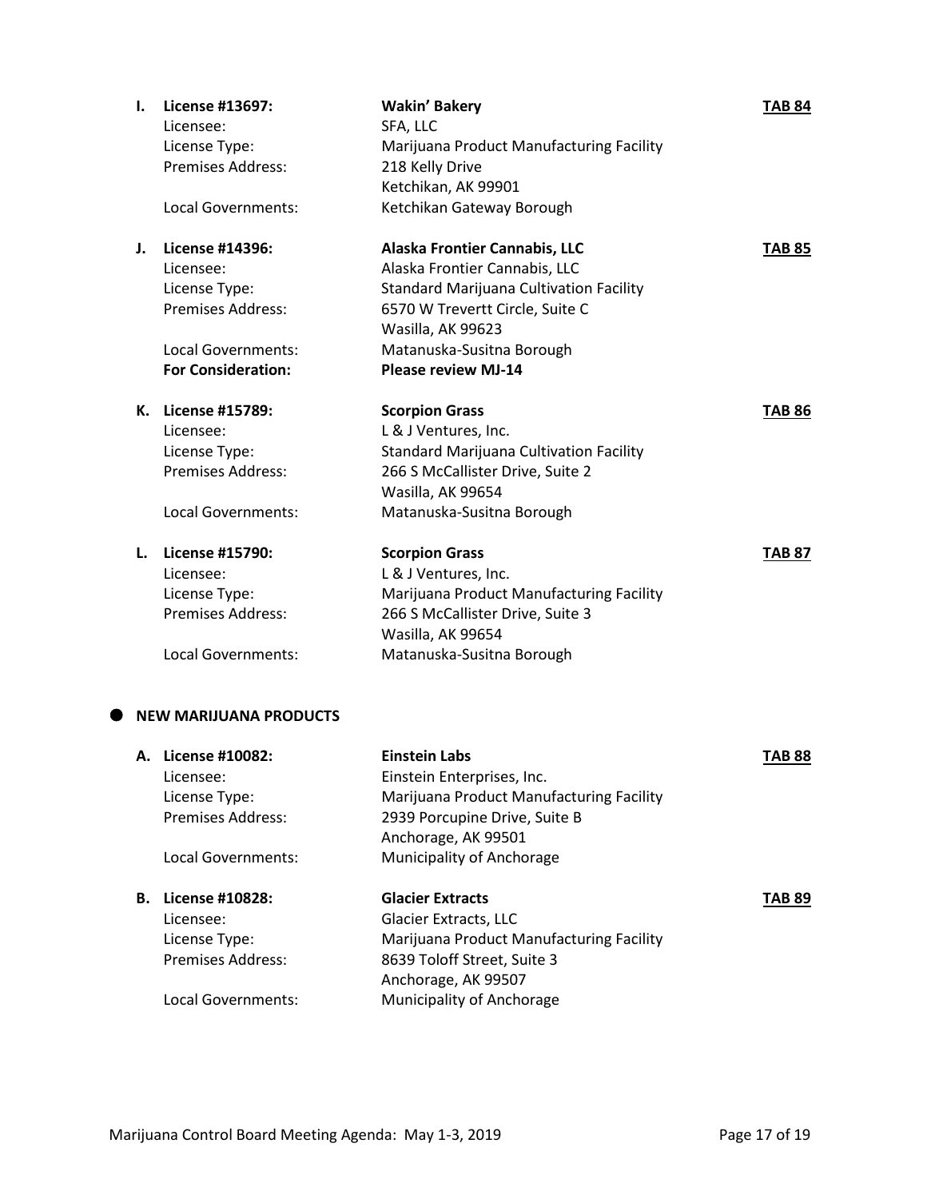**I. License #13697:** **Wakin' Bakery** **TAB 84**

Licensee: SFA, LLC
License Type: Marijuana Product Manufacturing Facility
Premises Address: 218 Kelly Drive
Ketchikan, AK 99901
Local Governments: Ketchikan Gateway Borough

**J. License #14396:** **Alaska Frontier Cannabis, LLC** **TAB 85**

Licensee: Alaska Frontier Cannabis, LLC
License Type: Standard Marijuana Cultivation Facility
Premises Address: 6570 W Trevertt Circle, Suite C
Wasilla, AK 99623
Local Governments: Matanuska-Susitna Borough
**For Consideration:** **Please review MJ-14**

**K. License #15789:** **Scorpion Grass** **TAB 86**

Licensee: L & J Ventures, Inc.
License Type: Standard Marijuana Cultivation Facility
Premises Address: 266 S McCallister Drive, Suite 2
Wasilla, AK 99654
Local Governments: Matanuska-Susitna Borough

**L. License #15790:** **Scorpion Grass** **TAB 87**

Licensee: L & J Ventures, Inc.
License Type: Marijuana Product Manufacturing Facility
Premises Address: 266 S McCallister Drive, Suite 3
Wasilla, AK 99654
Local Governments: Matanuska-Susitna Borough

## NEW MARIJUANA PRODUCTS

**A. License #10082:** **Einstein Labs** **TAB 88**

Licensee: Einstein Enterprises, Inc.
License Type: Marijuana Product Manufacturing Facility
Premises Address: 2939 Porcupine Drive, Suite B
Anchorage, AK 99501
Local Governments: Municipality of Anchorage

**B. License #10828:** **Glacier Extracts** **TAB 89**

Licensee: Glacier Extracts, LLC
License Type: Marijuana Product Manufacturing Facility
Premises Address: 8639 Toloff Street, Suite 3
Anchorage, AK 99507
Local Governments: Municipality of Anchorage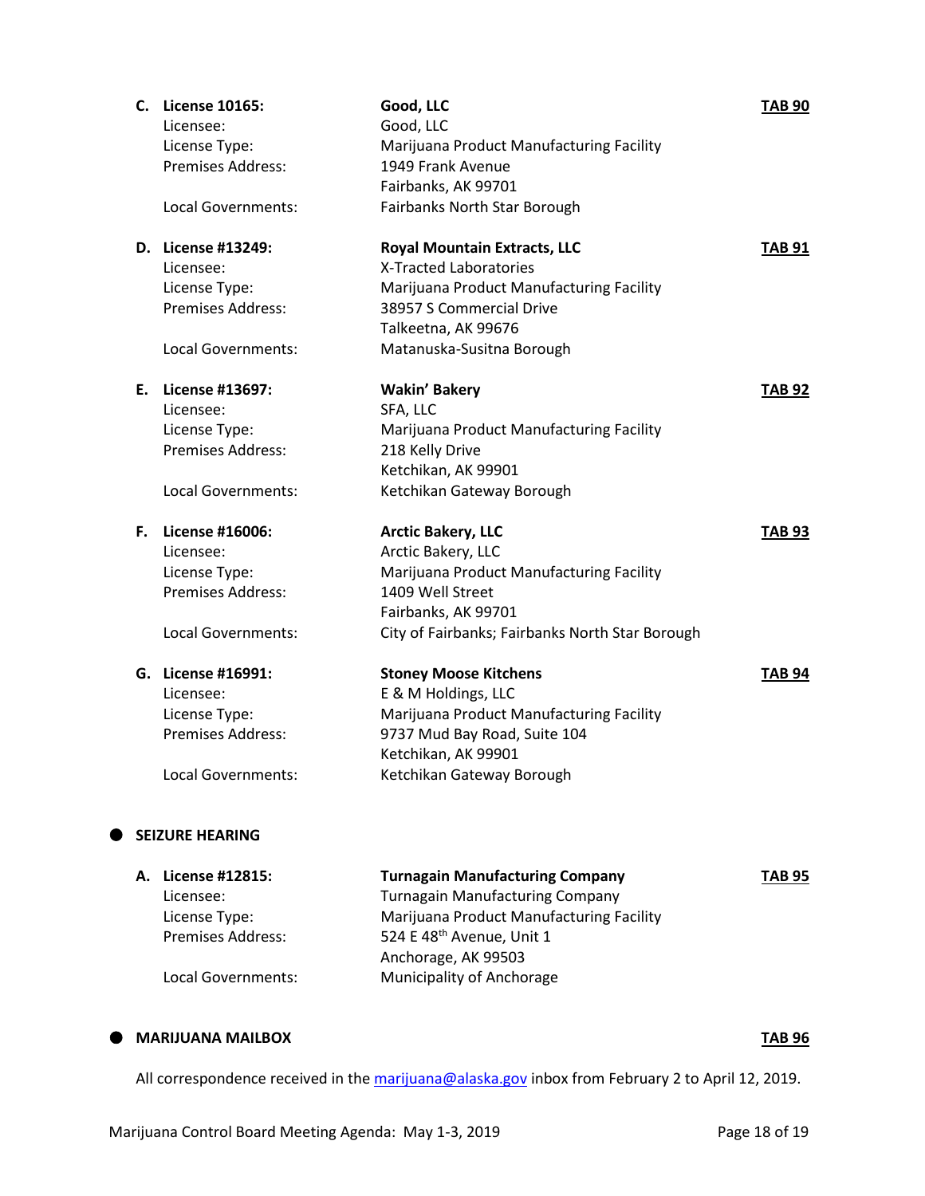**C. License 10165:** **Good, LLC** **TAB 90**

| | | |
|---|---|---|
| Licensee: | Good, LLC | |
| License Type: | Marijuana Product Manufacturing Facility | |
| Premises Address: | 1949 Frank Avenue<br>Fairbanks, AK 99701 | |
| Local Governments: | Fairbanks North Star Borough | |

**D. License #13249:** **Royal Mountain Extracts, LLC** **TAB 91**

| | | |
|---|---|---|
| Licensee: | X-Tracted Laboratories | |
| License Type: | Marijuana Product Manufacturing Facility | |
| Premises Address: | 38957 S Commercial Drive<br>Talkeetna, AK 99676 | |
| Local Governments: | Matanuska-Susitna Borough | |

**E. License #13697:** **Wakin' Bakery** **TAB 92**

| | | |
|---|---|---|
| Licensee: | SFA, LLC | |
| License Type: | Marijuana Product Manufacturing Facility | |
| Premises Address: | 218 Kelly Drive<br>Ketchikan, AK 99901 | |
| Local Governments: | Ketchikan Gateway Borough | |

**F. License #16006:** **Arctic Bakery, LLC** **TAB 93**

| | | |
|---|---|---|
| Licensee: | Arctic Bakery, LLC | |
| License Type: | Marijuana Product Manufacturing Facility | |
| Premises Address: | 1409 Well Street<br>Fairbanks, AK 99701 | |
| Local Governments: | City of Fairbanks; Fairbanks North Star Borough | |

**G. License #16991:** **Stoney Moose Kitchens** **TAB 94**

| | | |
|---|---|---|
| Licensee: | E & M Holdings, LLC | |
| License Type: | Marijuana Product Manufacturing Facility | |
| Premises Address: | 9737 Mud Bay Road, Suite 104<br>Ketchikan, AK 99901 | |
| Local Governments: | Ketchikan Gateway Borough | |

- **SEIZURE HEARING**

**A. License #12815:** **Turnagain Manufacturing Company** **TAB 95**

| | | |
|---|---|---|
| Licensee: | Turnagain Manufacturing Company | |
| License Type: | Marijuana Product Manufacturing Facility | |
| Premises Address: | 524 E 48th Avenue, Unit 1<br>Anchorage, AK 99503 | |
| Local Governments: | Municipality of Anchorage | |

- **MARIJUANA MAILBOX** **TAB 96**

All correspondence received in the marijuana@alaska.gov inbox from February 2 to April 12, 2019.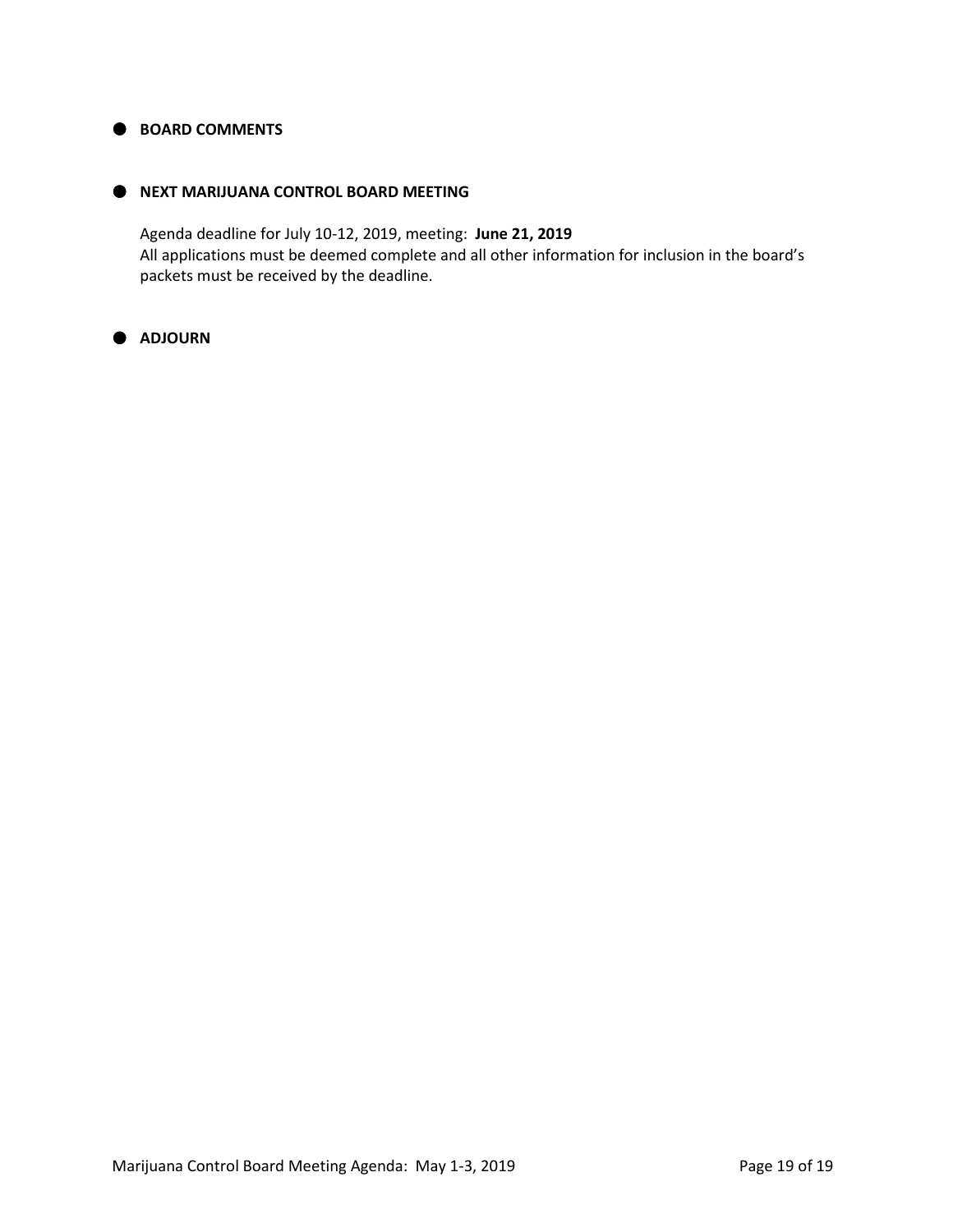- **BOARD COMMENTS**

- **NEXT MARIJUANA CONTROL BOARD MEETING**

  Agenda deadline for July 10-12, 2019, meeting: **June 21, 2019**
  All applications must be deemed complete and all other information for inclusion in the board's packets must be received by the deadline.

- **ADJOURN**